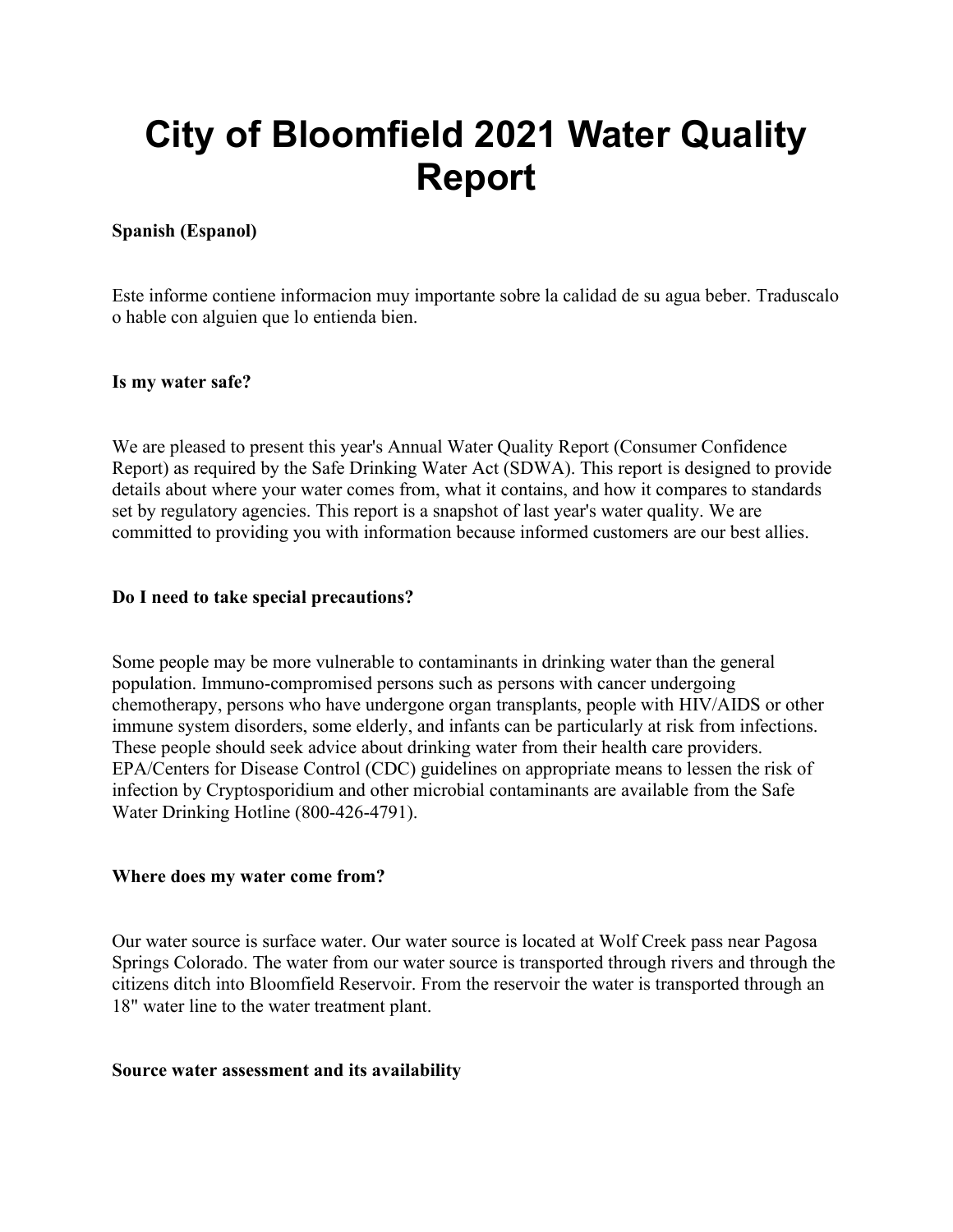# City of Bloomfield 2021 Water Quality Report

**Spanish (Espanol)**

Este informe contiene informacion muy importante sobre la calidad de su agua beber. Traduscalo o hable con alguien que lo entienda bien.

**Is my water safe?**

We are pleased to present this year's Annual Water Quality Report (Consumer Confidence Report) as required by the Safe Drinking Water Act (SDWA). This report is designed to provide details about where your water comes from, what it contains, and how it compares to standards set by regulatory agencies. This report is a snapshot of last year's water quality. We are committed to providing you with information because informed customers are our best allies.

**Do I need to take special precautions?**

Some people may be more vulnerable to contaminants in drinking water than the general population. Immuno-compromised persons such as persons with cancer undergoing chemotherapy, persons who have undergone organ transplants, people with HIV/AIDS or other immune system disorders, some elderly, and infants can be particularly at risk from infections. These people should seek advice about drinking water from their health care providers. EPA/Centers for Disease Control (CDC) guidelines on appropriate means to lessen the risk of infection by Cryptosporidium and other microbial contaminants are available from the Safe Water Drinking Hotline (800-426-4791).

**Where does my water come from?**

Our water source is surface water. Our water source is located at Wolf Creek pass near Pagosa Springs Colorado. The water from our water source is transported through rivers and through the citizens ditch into Bloomfield Reservoir. From the reservoir the water is transported through an 18" water line to the water treatment plant.

**Source water assessment and its availability**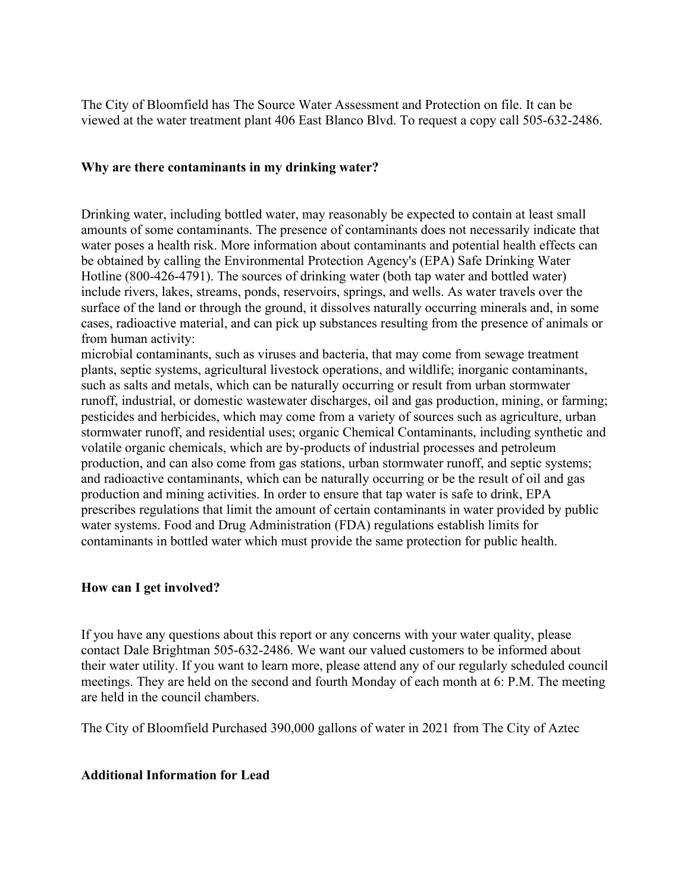The City of Bloomfield has The Source Water Assessment and Protection on file. It can be viewed at the water treatment plant 406 East Blanco Blvd. To request a copy call 505-632-2486.

**Why are there contaminants in my drinking water?**

Drinking water, including bottled water, may reasonably be expected to contain at least small amounts of some contaminants. The presence of contaminants does not necessarily indicate that water poses a health risk. More information about contaminants and potential health effects can be obtained by calling the Environmental Protection Agency's (EPA) Safe Drinking Water Hotline (800-426-4791). The sources of drinking water (both tap water and bottled water) include rivers, lakes, streams, ponds, reservoirs, springs, and wells. As water travels over the surface of the land or through the ground, it dissolves naturally occurring minerals and, in some cases, radioactive material, and can pick up substances resulting from the presence of animals or from human activity:
microbial contaminants, such as viruses and bacteria, that may come from sewage treatment plants, septic systems, agricultural livestock operations, and wildlife; inorganic contaminants, such as salts and metals, which can be naturally occurring or result from urban stormwater runoff, industrial, or domestic wastewater discharges, oil and gas production, mining, or farming; pesticides and herbicides, which may come from a variety of sources such as agriculture, urban stormwater runoff, and residential uses; organic Chemical Contaminants, including synthetic and volatile organic chemicals, which are by-products of industrial processes and petroleum production, and can also come from gas stations, urban stormwater runoff, and septic systems; and radioactive contaminants, which can be naturally occurring or be the result of oil and gas production and mining activities. In order to ensure that tap water is safe to drink, EPA prescribes regulations that limit the amount of certain contaminants in water provided by public water systems. Food and Drug Administration (FDA) regulations establish limits for contaminants in bottled water which must provide the same protection for public health.

**How can I get involved?**

If you have any questions about this report or any concerns with your water quality, please contact Dale Brightman 505-632-2486. We want our valued customers to be informed about their water utility. If you want to learn more, please attend any of our regularly scheduled council meetings. They are held on the second and fourth Monday of each month at 6: P.M. The meeting are held in the council chambers.

The City of Bloomfield Purchased 390,000 gallons of water in 2021 from The City of Aztec

**Additional Information for Lead**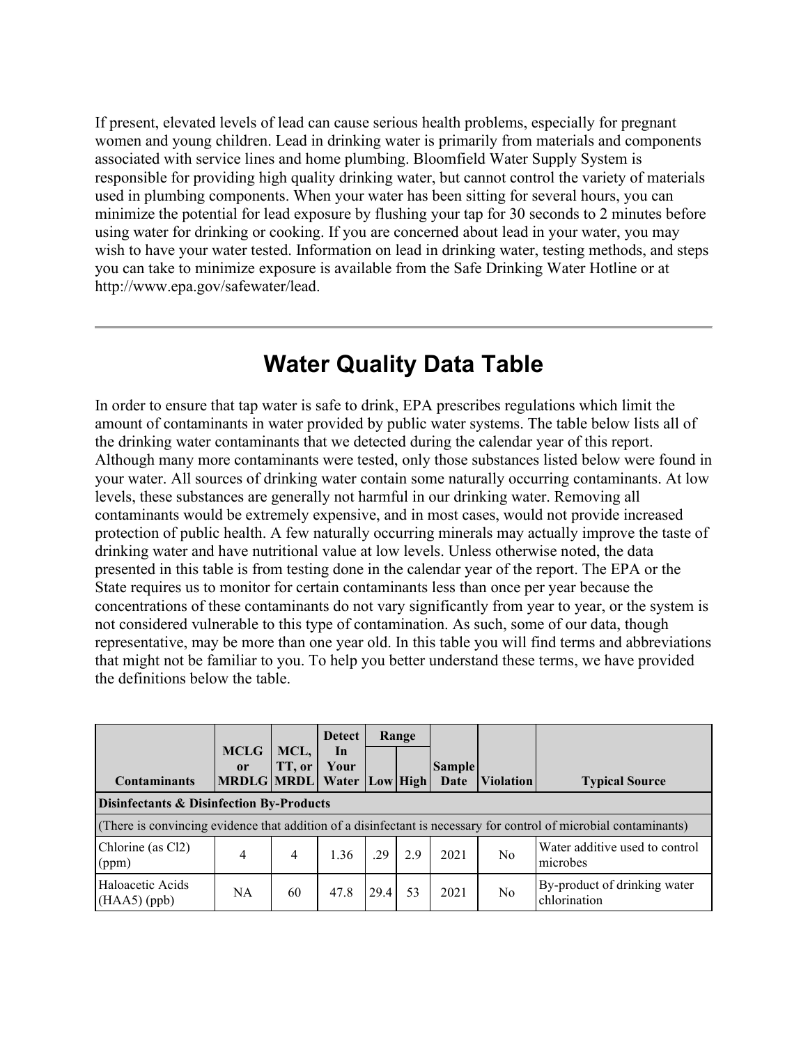If present, elevated levels of lead can cause serious health problems, especially for pregnant women and young children. Lead in drinking water is primarily from materials and components associated with service lines and home plumbing. Bloomfield Water Supply System is responsible for providing high quality drinking water, but cannot control the variety of materials used in plumbing components. When your water has been sitting for several hours, you can minimize the potential for lead exposure by flushing your tap for 30 seconds to 2 minutes before using water for drinking or cooking. If you are concerned about lead in your water, you may wish to have your water tested. Information on lead in drinking water, testing methods, and steps you can take to minimize exposure is available from the Safe Drinking Water Hotline or at http://www.epa.gov/safewater/lead.

---

# Water Quality Data Table

In order to ensure that tap water is safe to drink, EPA prescribes regulations which limit the amount of contaminants in water provided by public water systems. The table below lists all of the drinking water contaminants that we detected during the calendar year of this report. Although many more contaminants were tested, only those substances listed below were found in your water. All sources of drinking water contain some naturally occurring contaminants. At low levels, these substances are generally not harmful in our drinking water. Removing all contaminants would be extremely expensive, and in most cases, would not provide increased protection of public health. A few naturally occurring minerals may actually improve the taste of drinking water and have nutritional value at low levels. Unless otherwise noted, the data presented in this table is from testing done in the calendar year of the report. The EPA or the State requires us to monitor for certain contaminants less than once per year because the concentrations of these contaminants do not vary significantly from year to year, or the system is not considered vulnerable to this type of contamination. As such, some of our data, though representative, may be more than one year old. In this table you will find terms and abbreviations that might not be familiar to you. To help you better understand these terms, we have provided the definitions below the table.

| Contaminants | MCLG or MRDLG | MCL, TT, or MRDL | Detect In Your Water | Range | | Sample Date | Violation | Typical Source |
|---|---|---|---|---|---|---|---|---|
| | | | | Low | High | | | |
| **Disinfectants & Disinfection By-Products** | | | | | | | | |
| (There is convincing evidence that addition of a disinfectant is necessary for control of microbial contaminants) | | | | | | | | |
| Chlorine (as Cl2) (ppm) | 4 | 4 | 1.36 | .29 | 2.9 | 2021 | No | Water additive used to control microbes |
| Haloacetic Acids (HAA5) (ppb) | NA | 60 | 47.8 | 29.4 | 53 | 2021 | No | By-product of drinking water chlorination |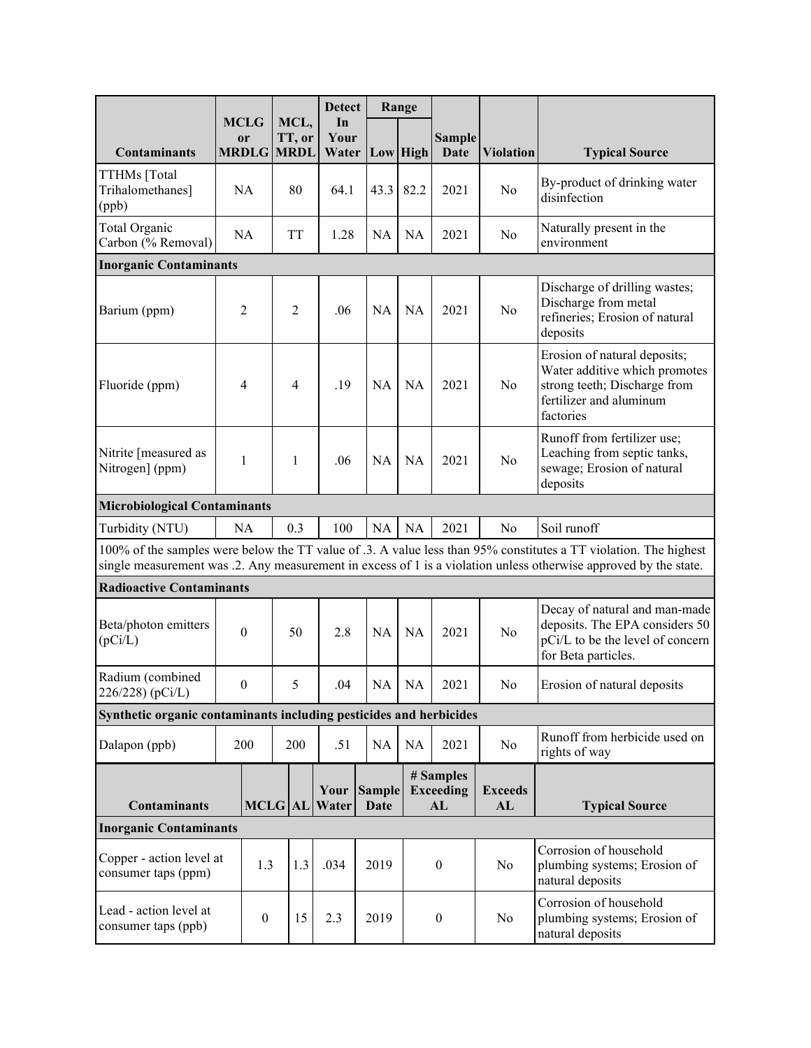| Contaminants | MCLG or MRDLG | MCL, TT, or MRDL | Detect In Your Water | Range | | Sample Date | Violation | Typical Source |
|---|---|---|---|---|---|---|---|---|
| | | | | Low | High | | | |
| TTHMs [Total Trihalomethanes] (ppb) | NA | 80 | 64.1 | 43.3 | 82.2 | 2021 | No | By-product of drinking water disinfection |
| Total Organic Carbon (% Removal) | NA | TT | 1.28 | NA | NA | 2021 | No | Naturally present in the environment |
| **Inorganic Contaminants** | | | | | | | | |
| Barium (ppm) | 2 | 2 | .06 | NA | NA | 2021 | No | Discharge of drilling wastes; Discharge from metal refineries; Erosion of natural deposits |
| Fluoride (ppm) | 4 | 4 | .19 | NA | NA | 2021 | No | Erosion of natural deposits; Water additive which promotes strong teeth; Discharge from fertilizer and aluminum factories |
| Nitrite [measured as Nitrogen] (ppm) | 1 | 1 | .06 | NA | NA | 2021 | No | Runoff from fertilizer use; Leaching from septic tanks, sewage; Erosion of natural deposits |
| **Microbiological Contaminants** | | | | | | | | |
| Turbidity (NTU) | NA | 0.3 | 100 | NA | NA | 2021 | No | Soil runoff |
| 100% of the samples were below the TT value of .3. A value less than 95% constitutes a TT violation. The highest single measurement was .2. Any measurement in excess of 1 is a violation unless otherwise approved by the state. | | | | | | | | |
| **Radioactive Contaminants** | | | | | | | | |
| Beta/photon emitters (pCi/L) | 0 | 50 | 2.8 | NA | NA | 2021 | No | Decay of natural and man-made deposits. The EPA considers 50 pCi/L to be the level of concern for Beta particles. |
| Radium (combined 226/228) (pCi/L) | 0 | 5 | .04 | NA | NA | 2021 | No | Erosion of natural deposits |
| **Synthetic organic contaminants including pesticides and herbicides** | | | | | | | | |
| Dalapon (ppb) | 200 | 200 | .51 | NA | NA | 2021 | No | Runoff from herbicide used on rights of way |

| Contaminants | MCLG | AL | Your Water | Sample Date | # Samples Exceeding AL | Exceeds AL | Typical Source |
|---|---|---|---|---|---|---|---|
| **Inorganic Contaminants** | | | | | | | |
| Copper - action level at consumer taps (ppm) | 1.3 | 1.3 | .034 | 2019 | 0 | No | Corrosion of household plumbing systems; Erosion of natural deposits |
| Lead - action level at consumer taps (ppb) | 0 | 15 | 2.3 | 2019 | 0 | No | Corrosion of household plumbing systems; Erosion of natural deposits |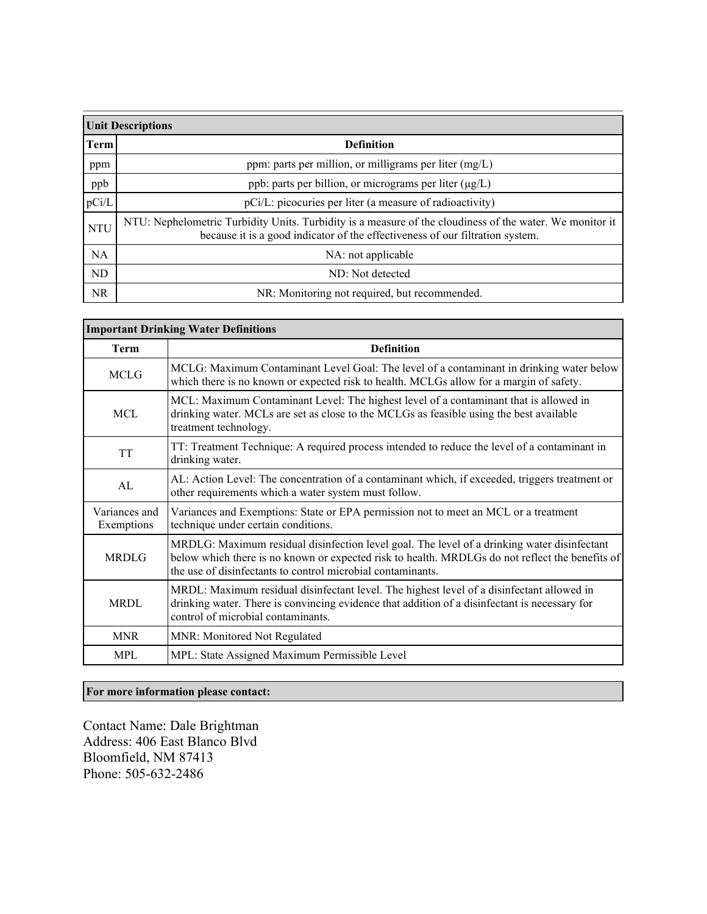| Unit Descriptions | |
|---|---|
| **Term** | **Definition** |
| ppm | ppm: parts per million, or milligrams per liter (mg/L) |
| ppb | ppb: parts per billion, or micrograms per liter (µg/L) |
| pCi/L | pCi/L: picocuries per liter (a measure of radioactivity) |
| NTU | NTU: Nephelometric Turbidity Units. Turbidity is a measure of the cloudiness of the water. We monitor it because it is a good indicator of the effectiveness of our filtration system. |
| NA | NA: not applicable |
| ND | ND: Not detected |
| NR | NR: Monitoring not required, but recommended. |

| Important Drinking Water Definitions | |
|---|---|
| **Term** | **Definition** |
| MCLG | MCLG: Maximum Contaminant Level Goal: The level of a contaminant in drinking water below which there is no known or expected risk to health. MCLGs allow for a margin of safety. |
| MCL | MCL: Maximum Contaminant Level: The highest level of a contaminant that is allowed in drinking water. MCLs are set as close to the MCLGs as feasible using the best available treatment technology. |
| TT | TT: Treatment Technique: A required process intended to reduce the level of a contaminant in drinking water. |
| AL | AL: Action Level: The concentration of a contaminant which, if exceeded, triggers treatment or other requirements which a water system must follow. |
| Variances and Exemptions | Variances and Exemptions: State or EPA permission not to meet an MCL or a treatment technique under certain conditions. |
| MRDLG | MRDLG: Maximum residual disinfection level goal. The level of a drinking water disinfectant below which there is no known or expected risk to health. MRDLGs do not reflect the benefits of the use of disinfectants to control microbial contaminants. |
| MRDL | MRDL: Maximum residual disinfectant level. The highest level of a disinfectant allowed in drinking water. There is convincing evidence that addition of a disinfectant is necessary for control of microbial contaminants. |
| MNR | MNR: Monitored Not Regulated |
| MPL | MPL: State Assigned Maximum Permissible Level |

**For more information please contact:**

Contact Name: Dale Brightman
Address: 406 East Blanco Blvd
Bloomfield, NM 87413
Phone: 505-632-2486